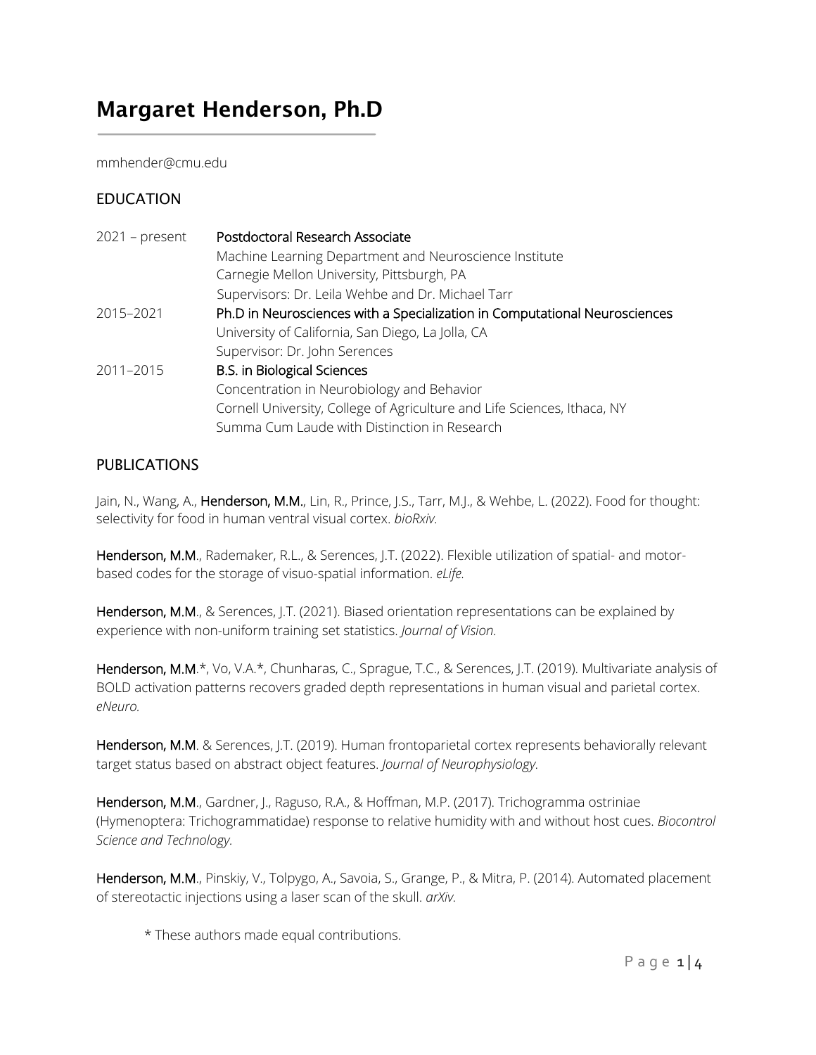# Margaret Henderson, Ph.D

mmhender@cmu.edu

## EDUCATION

| | |
|---|---|
| 2021 – present | **Postdoctoral Research Associate**<br>Machine Learning Department and Neuroscience Institute<br>Carnegie Mellon University, Pittsburgh, PA<br>Supervisors: Dr. Leila Wehbe and Dr. Michael Tarr |
| 2015–2021 | **Ph.D in Neurosciences with a Specialization in Computational Neurosciences**<br>University of California, San Diego, La Jolla, CA<br>Supervisor: Dr. John Serences |
| 2011–2015 | **B.S. in Biological Sciences**<br>Concentration in Neurobiology and Behavior<br>Cornell University, College of Agriculture and Life Sciences, Ithaca, NY<br>Summa Cum Laude with Distinction in Research |

## PUBLICATIONS

Jain, N., Wang, A., **Henderson, M.M.**, Lin, R., Prince, J.S., Tarr, M.J., & Wehbe, L. (2022). Food for thought: selectivity for food in human ventral visual cortex. *bioRxiv*.

**Henderson, M.M**., Rademaker, R.L., & Serences, J.T. (2022). Flexible utilization of spatial- and motor-based codes for the storage of visuo-spatial information. *eLife.*

**Henderson, M.M**., & Serences, J.T. (2021). Biased orientation representations can be explained by experience with non-uniform training set statistics. *Journal of Vision*.

**Henderson, M.M**.*, Vo, V.A.*, Chunharas, C., Sprague, T.C., & Serences, J.T. (2019). Multivariate analysis of BOLD activation patterns recovers graded depth representations in human visual and parietal cortex. *eNeuro.*

**Henderson, M.M**. & Serences, J.T. (2019). Human frontoparietal cortex represents behaviorally relevant target status based on abstract object features. *Journal of Neurophysiology*.

**Henderson, M.M**., Gardner, J., Raguso, R.A., & Hoffman, M.P. (2017). Trichogramma ostriniae (Hymenoptera: Trichogrammatidae) response to relative humidity with and without host cues. *Biocontrol Science and Technology.*

**Henderson, M.M**., Pinskiy, V., Tolpygo, A., Savoia, S., Grange, P., & Mitra, P. (2014). Automated placement of stereotactic injections using a laser scan of the skull. *arXiv.*

\* These authors made equal contributions.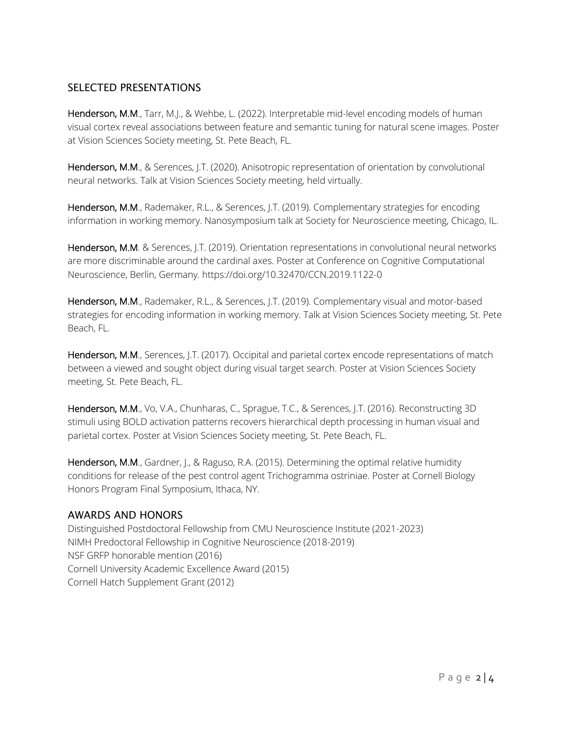## SELECTED PRESENTATIONS

**Henderson, M.M.**, Tarr, M.J., & Wehbe, L. (2022). Interpretable mid-level encoding models of human visual cortex reveal associations between feature and semantic tuning for natural scene images. Poster at Vision Sciences Society meeting, St. Pete Beach, FL.

**Henderson, M.M.**, & Serences, J.T. (2020). Anisotropic representation of orientation by convolutional neural networks. Talk at Vision Sciences Society meeting, held virtually.

**Henderson, M.M.**, Rademaker, R.L., & Serences, J.T. (2019). Complementary strategies for encoding information in working memory. Nanosymposium talk at Society for Neuroscience meeting, Chicago, IL.

**Henderson, M.M**. & Serences, J.T. (2019). Orientation representations in convolutional neural networks are more discriminable around the cardinal axes. Poster at Conference on Cognitive Computational Neuroscience, Berlin, Germany. https://doi.org/10.32470/CCN.2019.1122-0

**Henderson, M.M.**, Rademaker, R.L., & Serences, J.T. (2019). Complementary visual and motor-based strategies for encoding information in working memory. Talk at Vision Sciences Society meeting, St. Pete Beach, FL.

**Henderson, M.M.**, Serences, J.T. (2017). Occipital and parietal cortex encode representations of match between a viewed and sought object during visual target search. Poster at Vision Sciences Society meeting, St. Pete Beach, FL.

**Henderson, M.M.**, Vo, V.A., Chunharas, C., Sprague, T.C., & Serences, J.T. (2016). Reconstructing 3D stimuli using BOLD activation patterns recovers hierarchical depth processing in human visual and parietal cortex. Poster at Vision Sciences Society meeting, St. Pete Beach, FL.

**Henderson, M.M.**, Gardner, J., & Raguso, R.A. (2015). Determining the optimal relative humidity conditions for release of the pest control agent Trichogramma ostriniae. Poster at Cornell Biology Honors Program Final Symposium, Ithaca, NY.

## AWARDS AND HONORS

Distinguished Postdoctoral Fellowship from CMU Neuroscience Institute (2021-2023)
NIMH Predoctoral Fellowship in Cognitive Neuroscience (2018-2019)
NSF GRFP honorable mention (2016)
Cornell University Academic Excellence Award (2015)
Cornell Hatch Supplement Grant (2012)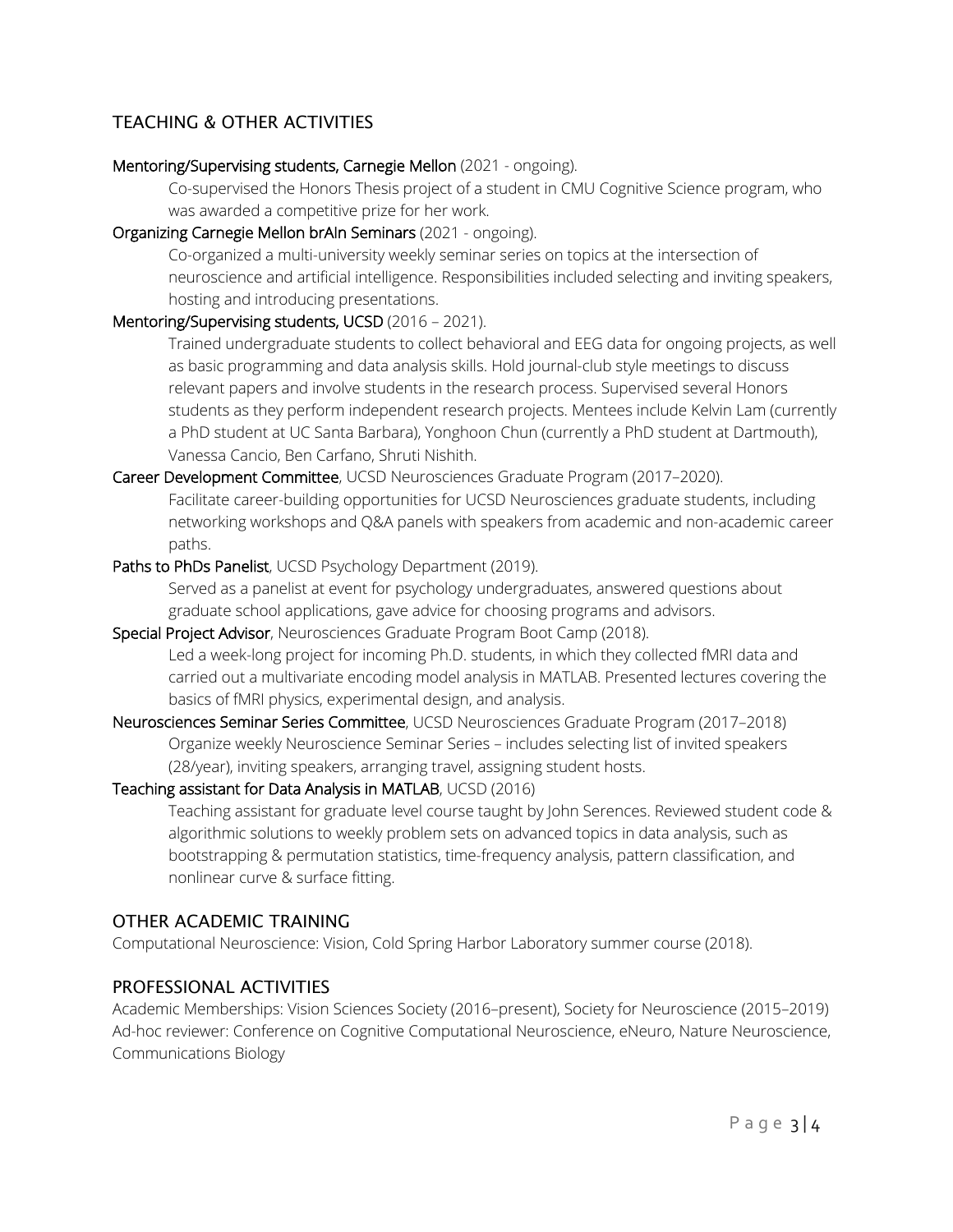## TEACHING & OTHER ACTIVITIES

**Mentoring/Supervising students, Carnegie Mellon** (2021 - ongoing).

Co-supervised the Honors Thesis project of a student in CMU Cognitive Science program, who was awarded a competitive prize for her work.

**Organizing Carnegie Mellon brAIn Seminars** (2021 - ongoing).

Co-organized a multi-university weekly seminar series on topics at the intersection of neuroscience and artificial intelligence. Responsibilities included selecting and inviting speakers, hosting and introducing presentations.

**Mentoring/Supervising students, UCSD** (2016 – 2021).

Trained undergraduate students to collect behavioral and EEG data for ongoing projects, as well as basic programming and data analysis skills. Hold journal-club style meetings to discuss relevant papers and involve students in the research process. Supervised several Honors students as they perform independent research projects. Mentees include Kelvin Lam (currently a PhD student at UC Santa Barbara), Yonghoon Chun (currently a PhD student at Dartmouth), Vanessa Cancio, Ben Carfano, Shruti Nishith.

**Career Development Committee**, UCSD Neurosciences Graduate Program (2017–2020).

Facilitate career-building opportunities for UCSD Neurosciences graduate students, including networking workshops and Q&A panels with speakers from academic and non-academic career paths.

**Paths to PhDs Panelist**, UCSD Psychology Department (2019).

Served as a panelist at event for psychology undergraduates, answered questions about graduate school applications, gave advice for choosing programs and advisors.

**Special Project Advisor**, Neurosciences Graduate Program Boot Camp (2018).

Led a week-long project for incoming Ph.D. students, in which they collected fMRI data and carried out a multivariate encoding model analysis in MATLAB. Presented lectures covering the basics of fMRI physics, experimental design, and analysis.

**Neurosciences Seminar Series Committee**, UCSD Neurosciences Graduate Program (2017–2018)

Organize weekly Neuroscience Seminar Series – includes selecting list of invited speakers (28/year), inviting speakers, arranging travel, assigning student hosts.

**Teaching assistant for Data Analysis in MATLAB**, UCSD (2016)

Teaching assistant for graduate level course taught by John Serences. Reviewed student code & algorithmic solutions to weekly problem sets on advanced topics in data analysis, such as bootstrapping & permutation statistics, time-frequency analysis, pattern classification, and nonlinear curve & surface fitting.

## OTHER ACADEMIC TRAINING

Computational Neuroscience: Vision, Cold Spring Harbor Laboratory summer course (2018).

## PROFESSIONAL ACTIVITIES

Academic Memberships: Vision Sciences Society (2016–present), Society for Neuroscience (2015–2019)
Ad-hoc reviewer: Conference on Cognitive Computational Neuroscience, eNeuro, Nature Neuroscience, Communications Biology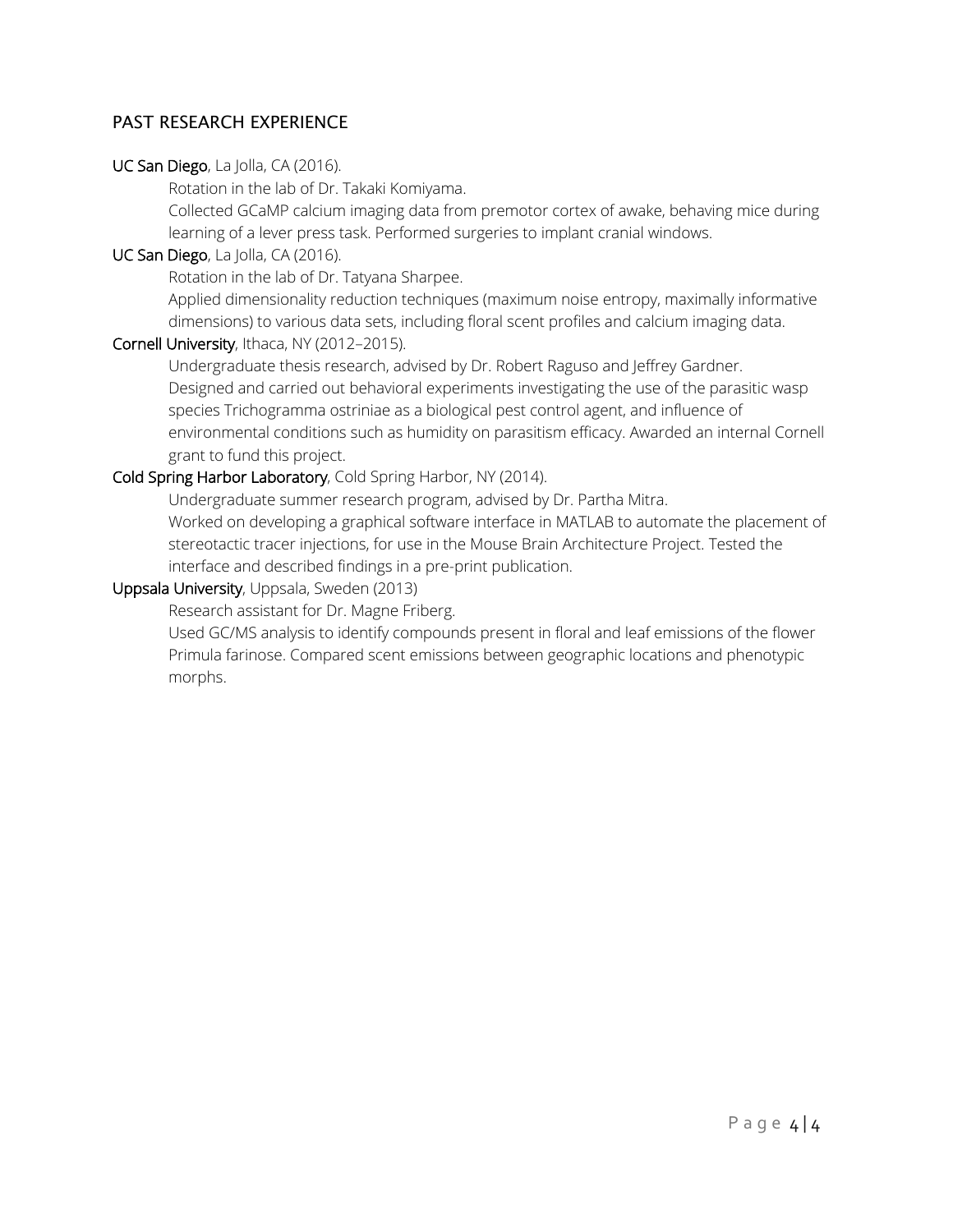## PAST RESEARCH EXPERIENCE

**UC San Diego**, La Jolla, CA (2016).

Rotation in the lab of Dr. Takaki Komiyama.

Collected GCaMP calcium imaging data from premotor cortex of awake, behaving mice during learning of a lever press task. Performed surgeries to implant cranial windows.

**UC San Diego**, La Jolla, CA (2016).

Rotation in the lab of Dr. Tatyana Sharpee.

Applied dimensionality reduction techniques (maximum noise entropy, maximally informative dimensions) to various data sets, including floral scent profiles and calcium imaging data.

**Cornell University**, Ithaca, NY (2012–2015).

Undergraduate thesis research, advised by Dr. Robert Raguso and Jeffrey Gardner.

Designed and carried out behavioral experiments investigating the use of the parasitic wasp species Trichogramma ostriniae as a biological pest control agent, and influence of environmental conditions such as humidity on parasitism efficacy. Awarded an internal Cornell grant to fund this project.

**Cold Spring Harbor Laboratory**, Cold Spring Harbor, NY (2014).

Undergraduate summer research program, advised by Dr. Partha Mitra.

Worked on developing a graphical software interface in MATLAB to automate the placement of stereotactic tracer injections, for use in the Mouse Brain Architecture Project. Tested the interface and described findings in a pre-print publication.

**Uppsala University**, Uppsala, Sweden (2013)

Research assistant for Dr. Magne Friberg.

Used GC/MS analysis to identify compounds present in floral and leaf emissions of the flower Primula farinose. Compared scent emissions between geographic locations and phenotypic morphs.